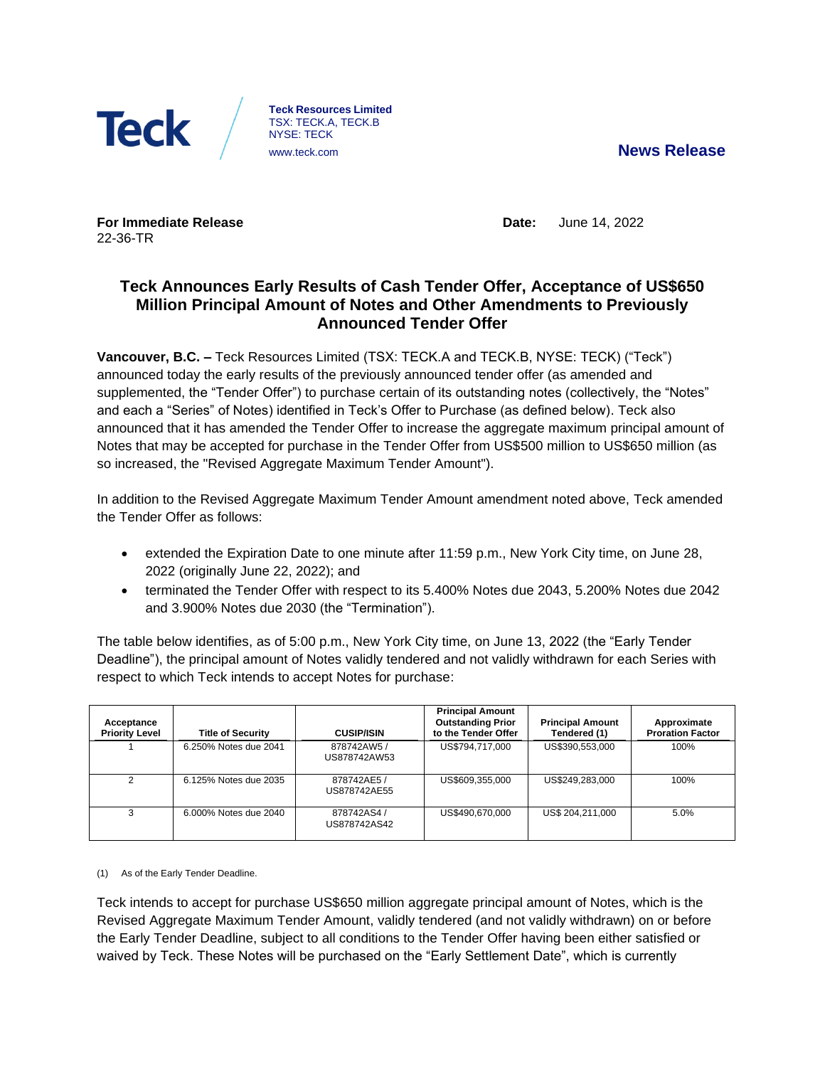Teck

**Teck Resources Limited**
TSX: TECK.A, TECK.B
NYSE: TECK
www.teck.com

**News Release**

**For Immediate Release**
22-36-TR

**Date:** June 14, 2022

## Teck Announces Early Results of Cash Tender Offer, Acceptance of US$650 Million Principal Amount of Notes and Other Amendments to Previously Announced Tender Offer

**Vancouver, B.C. –** Teck Resources Limited (TSX: TECK.A and TECK.B, NYSE: TECK) ("Teck") announced today the early results of the previously announced tender offer (as amended and supplemented, the "Tender Offer") to purchase certain of its outstanding notes (collectively, the "Notes" and each a "Series" of Notes) identified in Teck's Offer to Purchase (as defined below). Teck also announced that it has amended the Tender Offer to increase the aggregate maximum principal amount of Notes that may be accepted for purchase in the Tender Offer from US$500 million to US$650 million (as so increased, the "Revised Aggregate Maximum Tender Amount").

In addition to the Revised Aggregate Maximum Tender Amount amendment noted above, Teck amended the Tender Offer as follows:

- extended the Expiration Date to one minute after 11:59 p.m., New York City time, on June 28, 2022 (originally June 22, 2022); and
- terminated the Tender Offer with respect to its 5.400% Notes due 2043, 5.200% Notes due 2042 and 3.900% Notes due 2030 (the "Termination").

The table below identifies, as of 5:00 p.m., New York City time, on June 13, 2022 (the "Early Tender Deadline"), the principal amount of Notes validly tendered and not validly withdrawn for each Series with respect to which Teck intends to accept Notes for purchase:

| Acceptance Priority Level | Title of Security | CUSIP/ISIN | Principal Amount Outstanding Prior to the Tender Offer | Principal Amount Tendered (1) | Approximate Proration Factor |
|---|---|---|---|---|---|
| 1 | 6.250% Notes due 2041 | 878742AW5 / US878742AW53 | US$794,717,000 | US$390,553,000 | 100% |
| 2 | 6.125% Notes due 2035 | 878742AE5 / US878742AE55 | US$609,355,000 | US$249,283,000 | 100% |
| 3 | 6.000% Notes due 2040 | 878742AS4 / US878742AS42 | US$490,670,000 | US$ 204,211,000 | 5.0% |

(1) As of the Early Tender Deadline.

Teck intends to accept for purchase US$650 million aggregate principal amount of Notes, which is the Revised Aggregate Maximum Tender Amount, validly tendered (and not validly withdrawn) on or before the Early Tender Deadline, subject to all conditions to the Tender Offer having been either satisfied or waived by Teck. These Notes will be purchased on the "Early Settlement Date", which is currently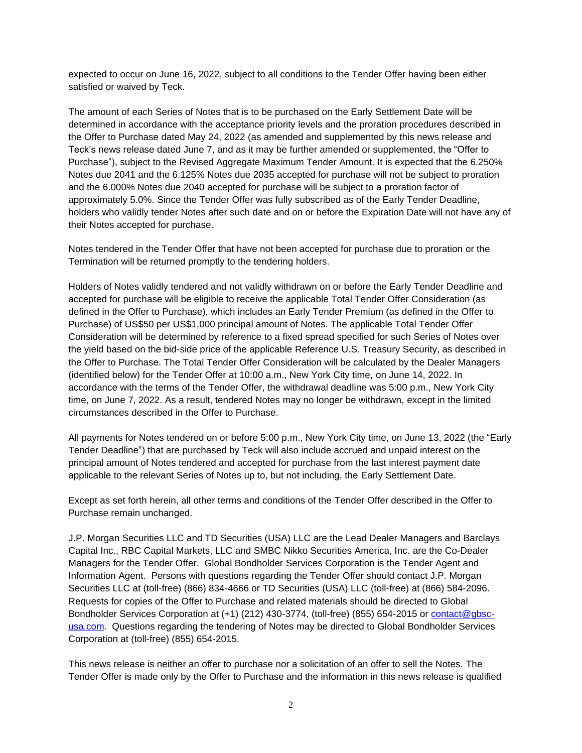expected to occur on June 16, 2022, subject to all conditions to the Tender Offer having been either satisfied or waived by Teck.

The amount of each Series of Notes that is to be purchased on the Early Settlement Date will be determined in accordance with the acceptance priority levels and the proration procedures described in the Offer to Purchase dated May 24, 2022 (as amended and supplemented by this news release and Teck's news release dated June 7, and as it may be further amended or supplemented, the "Offer to Purchase"), subject to the Revised Aggregate Maximum Tender Amount. It is expected that the 6.250% Notes due 2041 and the 6.125% Notes due 2035 accepted for purchase will not be subject to proration and the 6.000% Notes due 2040 accepted for purchase will be subject to a proration factor of approximately 5.0%. Since the Tender Offer was fully subscribed as of the Early Tender Deadline, holders who validly tender Notes after such date and on or before the Expiration Date will not have any of their Notes accepted for purchase.

Notes tendered in the Tender Offer that have not been accepted for purchase due to proration or the Termination will be returned promptly to the tendering holders.

Holders of Notes validly tendered and not validly withdrawn on or before the Early Tender Deadline and accepted for purchase will be eligible to receive the applicable Total Tender Offer Consideration (as defined in the Offer to Purchase), which includes an Early Tender Premium (as defined in the Offer to Purchase) of US$50 per US$1,000 principal amount of Notes. The applicable Total Tender Offer Consideration will be determined by reference to a fixed spread specified for such Series of Notes over the yield based on the bid-side price of the applicable Reference U.S. Treasury Security, as described in the Offer to Purchase. The Total Tender Offer Consideration will be calculated by the Dealer Managers (identified below) for the Tender Offer at 10:00 a.m., New York City time, on June 14, 2022. In accordance with the terms of the Tender Offer, the withdrawal deadline was 5:00 p.m., New York City time, on June 7, 2022. As a result, tendered Notes may no longer be withdrawn, except in the limited circumstances described in the Offer to Purchase.

All payments for Notes tendered on or before 5:00 p.m., New York City time, on June 13, 2022 (the "Early Tender Deadline") that are purchased by Teck will also include accrued and unpaid interest on the principal amount of Notes tendered and accepted for purchase from the last interest payment date applicable to the relevant Series of Notes up to, but not including, the Early Settlement Date.

Except as set forth herein, all other terms and conditions of the Tender Offer described in the Offer to Purchase remain unchanged.

J.P. Morgan Securities LLC and TD Securities (USA) LLC are the Lead Dealer Managers and Barclays Capital Inc., RBC Capital Markets, LLC and SMBC Nikko Securities America, Inc. are the Co-Dealer Managers for the Tender Offer. Global Bondholder Services Corporation is the Tender Agent and Information Agent. Persons with questions regarding the Tender Offer should contact J.P. Morgan Securities LLC at (toll-free) (866) 834-4666 or TD Securities (USA) LLC (toll-free) at (866) 584-2096. Requests for copies of the Offer to Purchase and related materials should be directed to Global Bondholder Services Corporation at (+1) (212) 430-3774, (toll-free) (855) 654-2015 or contact@gbsc-usa.com. Questions regarding the tendering of Notes may be directed to Global Bondholder Services Corporation at (toll-free) (855) 654-2015.

This news release is neither an offer to purchase nor a solicitation of an offer to sell the Notes. The Tender Offer is made only by the Offer to Purchase and the information in this news release is qualified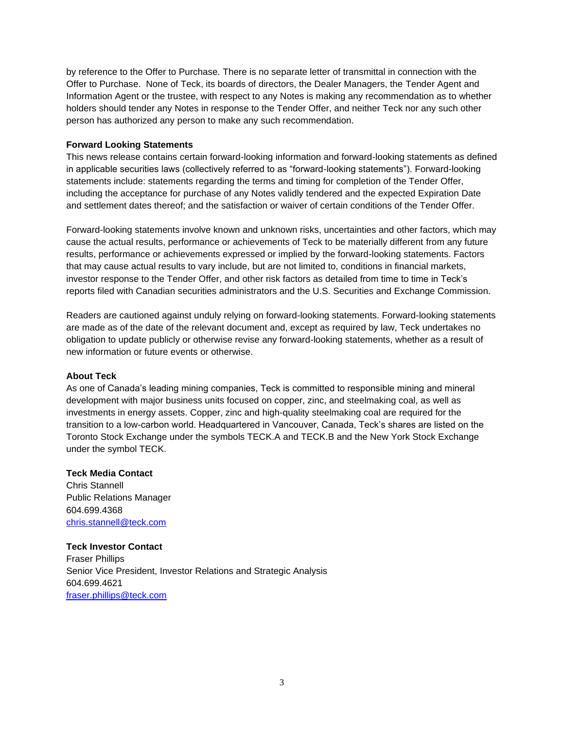by reference to the Offer to Purchase. There is no separate letter of transmittal in connection with the Offer to Purchase. None of Teck, its boards of directors, the Dealer Managers, the Tender Agent and Information Agent or the trustee, with respect to any Notes is making any recommendation as to whether holders should tender any Notes in response to the Tender Offer, and neither Teck nor any such other person has authorized any person to make any such recommendation.

**Forward Looking Statements**

This news release contains certain forward-looking information and forward-looking statements as defined in applicable securities laws (collectively referred to as "forward-looking statements"). Forward-looking statements include: statements regarding the terms and timing for completion of the Tender Offer, including the acceptance for purchase of any Notes validly tendered and the expected Expiration Date and settlement dates thereof; and the satisfaction or waiver of certain conditions of the Tender Offer.

Forward-looking statements involve known and unknown risks, uncertainties and other factors, which may cause the actual results, performance or achievements of Teck to be materially different from any future results, performance or achievements expressed or implied by the forward-looking statements. Factors that may cause actual results to vary include, but are not limited to, conditions in financial markets, investor response to the Tender Offer, and other risk factors as detailed from time to time in Teck's reports filed with Canadian securities administrators and the U.S. Securities and Exchange Commission.

Readers are cautioned against unduly relying on forward-looking statements. Forward-looking statements are made as of the date of the relevant document and, except as required by law, Teck undertakes no obligation to update publicly or otherwise revise any forward-looking statements, whether as a result of new information or future events or otherwise.

**About Teck**

As one of Canada's leading mining companies, Teck is committed to responsible mining and mineral development with major business units focused on copper, zinc, and steelmaking coal, as well as investments in energy assets. Copper, zinc and high-quality steelmaking coal are required for the transition to a low-carbon world. Headquartered in Vancouver, Canada, Teck's shares are listed on the Toronto Stock Exchange under the symbols TECK.A and TECK.B and the New York Stock Exchange under the symbol TECK.

**Teck Media Contact**

Chris Stannell
Public Relations Manager
604.699.4368
chris.stannell@teck.com

**Teck Investor Contact**

Fraser Phillips
Senior Vice President, Investor Relations and Strategic Analysis
604.699.4621
fraser.phillips@teck.com